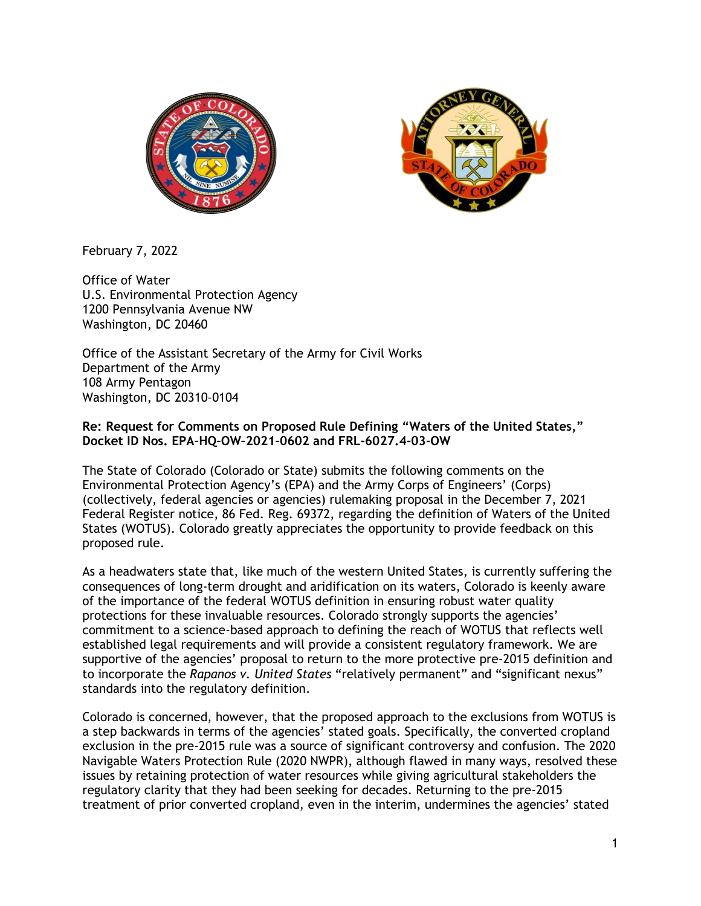February 7, 2022

Office of Water
U.S. Environmental Protection Agency
1200 Pennsylvania Avenue NW
Washington, DC 20460

Office of the Assistant Secretary of the Army for Civil Works
Department of the Army
108 Army Pentagon
Washington, DC 20310–0104

**Re: Request for Comments on Proposed Rule Defining "Waters of the United States," Docket ID Nos. EPA–HQ–OW–2021–0602 and FRL-6027.4-03-OW**

The State of Colorado (Colorado or State) submits the following comments on the Environmental Protection Agency's (EPA) and the Army Corps of Engineers' (Corps) (collectively, federal agencies or agencies) rulemaking proposal in the December 7, 2021 Federal Register notice, 86 Fed. Reg. 69372, regarding the definition of Waters of the United States (WOTUS). Colorado greatly appreciates the opportunity to provide feedback on this proposed rule.

As a headwaters state that, like much of the western United States, is currently suffering the consequences of long-term drought and aridification on its waters, Colorado is keenly aware of the importance of the federal WOTUS definition in ensuring robust water quality protections for these invaluable resources. Colorado strongly supports the agencies' commitment to a science-based approach to defining the reach of WOTUS that reflects well established legal requirements and will provide a consistent regulatory framework. We are supportive of the agencies' proposal to return to the more protective pre-2015 definition and to incorporate the *Rapanos v. United States* "relatively permanent" and "significant nexus" standards into the regulatory definition.

Colorado is concerned, however, that the proposed approach to the exclusions from WOTUS is a step backwards in terms of the agencies' stated goals. Specifically, the converted cropland exclusion in the pre-2015 rule was a source of significant controversy and confusion. The 2020 Navigable Waters Protection Rule (2020 NWPR), although flawed in many ways, resolved these issues by retaining protection of water resources while giving agricultural stakeholders the regulatory clarity that they had been seeking for decades. Returning to the pre-2015 treatment of prior converted cropland, even in the interim, undermines the agencies' stated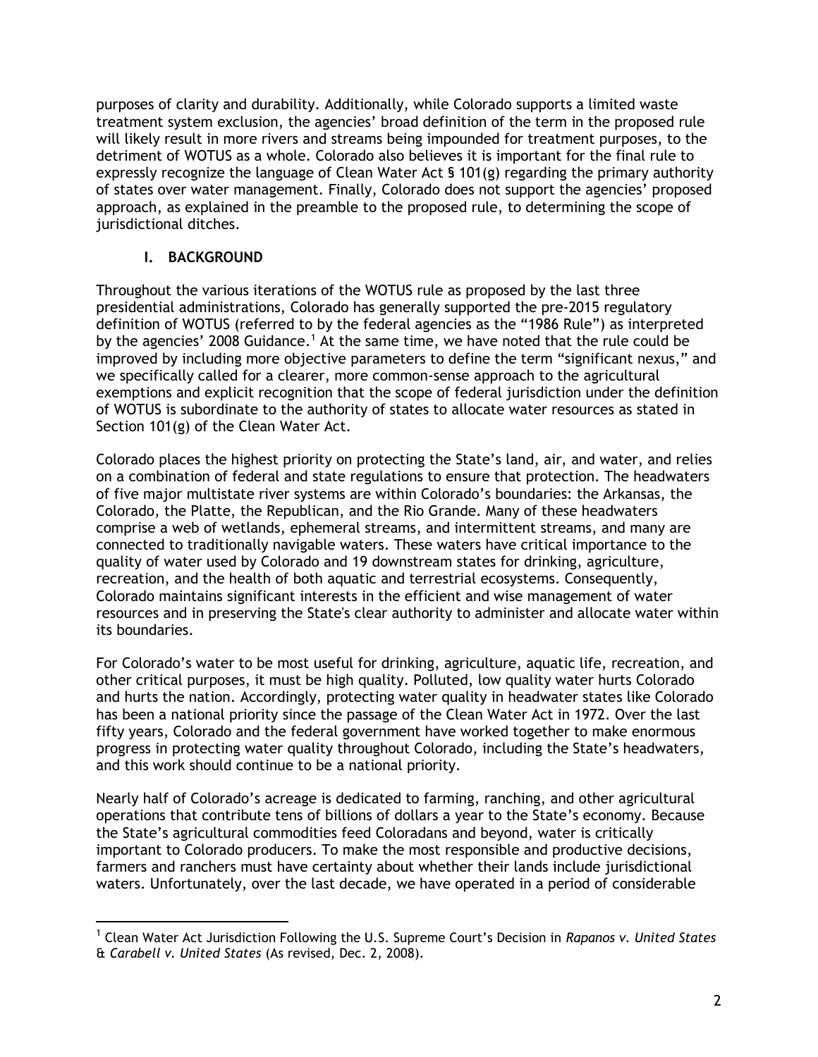purposes of clarity and durability. Additionally, while Colorado supports a limited waste treatment system exclusion, the agencies' broad definition of the term in the proposed rule will likely result in more rivers and streams being impounded for treatment purposes, to the detriment of WOTUS as a whole. Colorado also believes it is important for the final rule to expressly recognize the language of Clean Water Act § 101(g) regarding the primary authority of states over water management. Finally, Colorado does not support the agencies' proposed approach, as explained in the preamble to the proposed rule, to determining the scope of jurisdictional ditches.

## I. BACKGROUND

Throughout the various iterations of the WOTUS rule as proposed by the last three presidential administrations, Colorado has generally supported the pre-2015 regulatory definition of WOTUS (referred to by the federal agencies as the "1986 Rule") as interpreted by the agencies' 2008 Guidance.[1] At the same time, we have noted that the rule could be improved by including more objective parameters to define the term "significant nexus," and we specifically called for a clearer, more common-sense approach to the agricultural exemptions and explicit recognition that the scope of federal jurisdiction under the definition of WOTUS is subordinate to the authority of states to allocate water resources as stated in Section 101(g) of the Clean Water Act.

Colorado places the highest priority on protecting the State's land, air, and water, and relies on a combination of federal and state regulations to ensure that protection. The headwaters of five major multistate river systems are within Colorado's boundaries: the Arkansas, the Colorado, the Platte, the Republican, and the Rio Grande. Many of these headwaters comprise a web of wetlands, ephemeral streams, and intermittent streams, and many are connected to traditionally navigable waters. These waters have critical importance to the quality of water used by Colorado and 19 downstream states for drinking, agriculture, recreation, and the health of both aquatic and terrestrial ecosystems. Consequently, Colorado maintains significant interests in the efficient and wise management of water resources and in preserving the State's clear authority to administer and allocate water within its boundaries.

For Colorado's water to be most useful for drinking, agriculture, aquatic life, recreation, and other critical purposes, it must be high quality. Polluted, low quality water hurts Colorado and hurts the nation. Accordingly, protecting water quality in headwater states like Colorado has been a national priority since the passage of the Clean Water Act in 1972. Over the last fifty years, Colorado and the federal government have worked together to make enormous progress in protecting water quality throughout Colorado, including the State's headwaters, and this work should continue to be a national priority.

Nearly half of Colorado's acreage is dedicated to farming, ranching, and other agricultural operations that contribute tens of billions of dollars a year to the State's economy. Because the State's agricultural commodities feed Coloradans and beyond, water is critically important to Colorado producers. To make the most responsible and productive decisions, farmers and ranchers must have certainty about whether their lands include jurisdictional waters. Unfortunately, over the last decade, we have operated in a period of considerable

---

[1] Clean Water Act Jurisdiction Following the U.S. Supreme Court's Decision in *Rapanos v. United States* & *Carabell v. United States* (As revised, Dec. 2, 2008).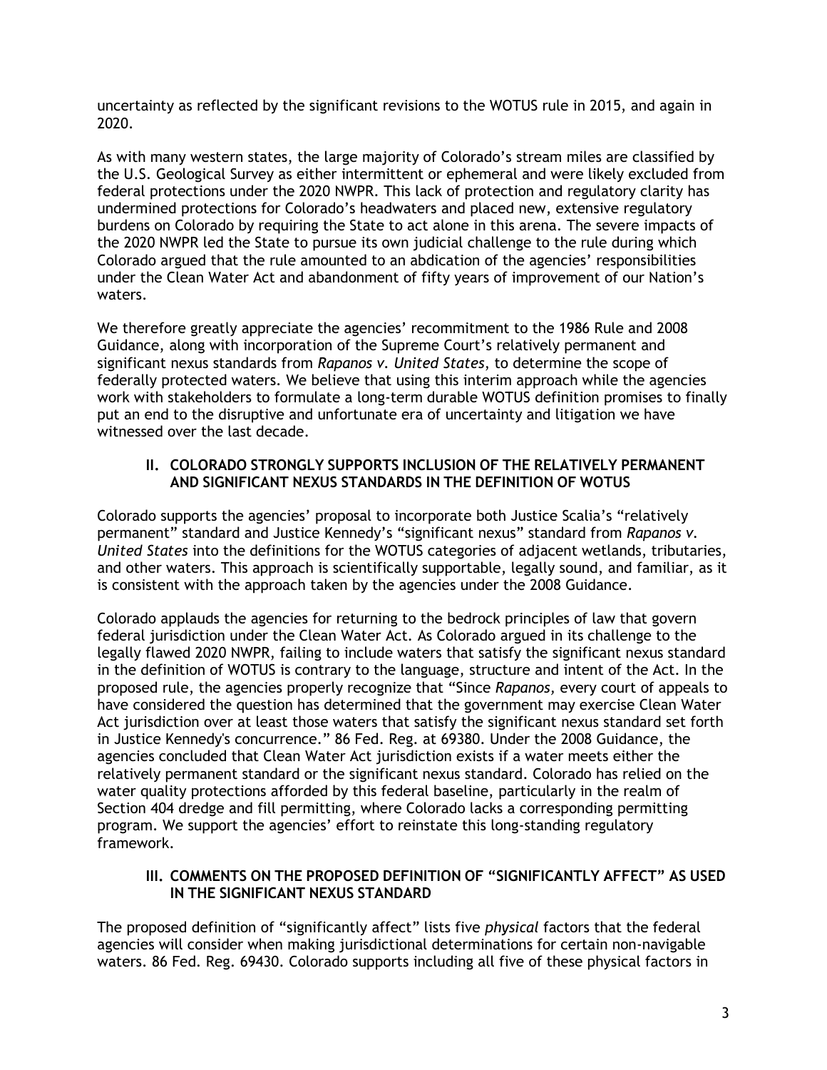uncertainty as reflected by the significant revisions to the WOTUS rule in 2015, and again in 2020.

As with many western states, the large majority of Colorado's stream miles are classified by the U.S. Geological Survey as either intermittent or ephemeral and were likely excluded from federal protections under the 2020 NWPR. This lack of protection and regulatory clarity has undermined protections for Colorado's headwaters and placed new, extensive regulatory burdens on Colorado by requiring the State to act alone in this arena. The severe impacts of the 2020 NWPR led the State to pursue its own judicial challenge to the rule during which Colorado argued that the rule amounted to an abdication of the agencies' responsibilities under the Clean Water Act and abandonment of fifty years of improvement of our Nation's waters.

We therefore greatly appreciate the agencies' recommitment to the 1986 Rule and 2008 Guidance, along with incorporation of the Supreme Court's relatively permanent and significant nexus standards from *Rapanos v. United States*, to determine the scope of federally protected waters. We believe that using this interim approach while the agencies work with stakeholders to formulate a long-term durable WOTUS definition promises to finally put an end to the disruptive and unfortunate era of uncertainty and litigation we have witnessed over the last decade.

## II. COLORADO STRONGLY SUPPORTS INCLUSION OF THE RELATIVELY PERMANENT AND SIGNIFICANT NEXUS STANDARDS IN THE DEFINITION OF WOTUS

Colorado supports the agencies' proposal to incorporate both Justice Scalia's "relatively permanent" standard and Justice Kennedy's "significant nexus" standard from *Rapanos v. United States* into the definitions for the WOTUS categories of adjacent wetlands, tributaries, and other waters. This approach is scientifically supportable, legally sound, and familiar, as it is consistent with the approach taken by the agencies under the 2008 Guidance.

Colorado applauds the agencies for returning to the bedrock principles of law that govern federal jurisdiction under the Clean Water Act. As Colorado argued in its challenge to the legally flawed 2020 NWPR, failing to include waters that satisfy the significant nexus standard in the definition of WOTUS is contrary to the language, structure and intent of the Act. In the proposed rule, the agencies properly recognize that "Since *Rapanos,* every court of appeals to have considered the question has determined that the government may exercise Clean Water Act jurisdiction over at least those waters that satisfy the significant nexus standard set forth in Justice Kennedy's concurrence." 86 Fed. Reg. at 69380. Under the 2008 Guidance, the agencies concluded that Clean Water Act jurisdiction exists if a water meets either the relatively permanent standard or the significant nexus standard. Colorado has relied on the water quality protections afforded by this federal baseline, particularly in the realm of Section 404 dredge and fill permitting, where Colorado lacks a corresponding permitting program. We support the agencies' effort to reinstate this long-standing regulatory framework.

## III. COMMENTS ON THE PROPOSED DEFINITION OF "SIGNIFICANTLY AFFECT" AS USED IN THE SIGNIFICANT NEXUS STANDARD

The proposed definition of "significantly affect" lists five *physical* factors that the federal agencies will consider when making jurisdictional determinations for certain non-navigable waters. 86 Fed. Reg. 69430. Colorado supports including all five of these physical factors in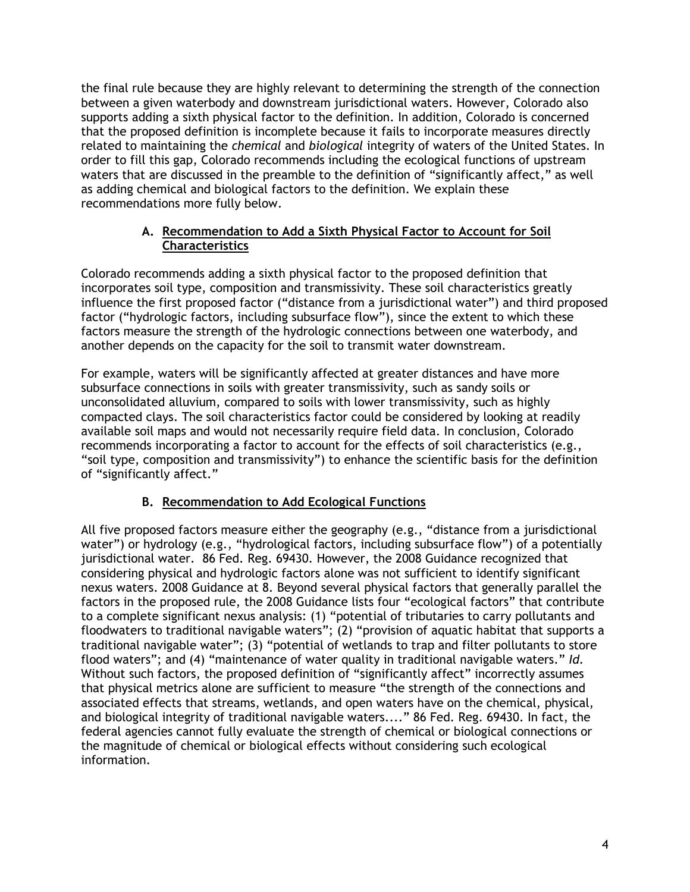the final rule because they are highly relevant to determining the strength of the connection between a given waterbody and downstream jurisdictional waters. However, Colorado also supports adding a sixth physical factor to the definition. In addition, Colorado is concerned that the proposed definition is incomplete because it fails to incorporate measures directly related to maintaining the *chemical* and *biological* integrity of waters of the United States. In order to fill this gap, Colorado recommends including the ecological functions of upstream waters that are discussed in the preamble to the definition of "significantly affect," as well as adding chemical and biological factors to the definition. We explain these recommendations more fully below.

### A. <u>Recommendation to Add a Sixth Physical Factor to Account for Soil Characteristics</u>

Colorado recommends adding a sixth physical factor to the proposed definition that incorporates soil type, composition and transmissivity. These soil characteristics greatly influence the first proposed factor ("distance from a jurisdictional water") and third proposed factor ("hydrologic factors, including subsurface flow"), since the extent to which these factors measure the strength of the hydrologic connections between one waterbody, and another depends on the capacity for the soil to transmit water downstream.

For example, waters will be significantly affected at greater distances and have more subsurface connections in soils with greater transmissivity, such as sandy soils or unconsolidated alluvium, compared to soils with lower transmissivity, such as highly compacted clays. The soil characteristics factor could be considered by looking at readily available soil maps and would not necessarily require field data. In conclusion, Colorado recommends incorporating a factor to account for the effects of soil characteristics (e.g., "soil type, composition and transmissivity") to enhance the scientific basis for the definition of "significantly affect."

### B. <u>Recommendation to Add Ecological Functions</u>

All five proposed factors measure either the geography (e.g., "distance from a jurisdictional water") or hydrology (e.g., "hydrological factors, including subsurface flow") of a potentially jurisdictional water. 86 Fed. Reg. 69430. However, the 2008 Guidance recognized that considering physical and hydrologic factors alone was not sufficient to identify significant nexus waters. 2008 Guidance at 8. Beyond several physical factors that generally parallel the factors in the proposed rule, the 2008 Guidance lists four "ecological factors" that contribute to a complete significant nexus analysis: (1) "potential of tributaries to carry pollutants and floodwaters to traditional navigable waters"; (2) "provision of aquatic habitat that supports a traditional navigable water"; (3) "potential of wetlands to trap and filter pollutants to store flood waters"; and (4) "maintenance of water quality in traditional navigable waters." *Id.* Without such factors, the proposed definition of "significantly affect" incorrectly assumes that physical metrics alone are sufficient to measure "the strength of the connections and associated effects that streams, wetlands, and open waters have on the chemical, physical, and biological integrity of traditional navigable waters...." 86 Fed. Reg. 69430. In fact, the federal agencies cannot fully evaluate the strength of chemical or biological connections or the magnitude of chemical or biological effects without considering such ecological information.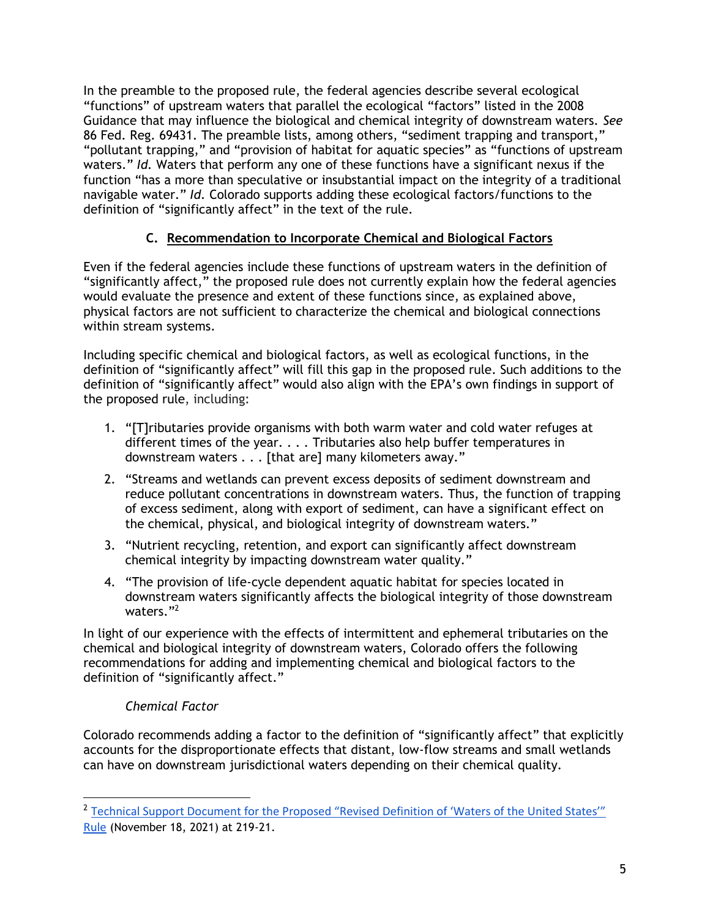In the preamble to the proposed rule, the federal agencies describe several ecological "functions" of upstream waters that parallel the ecological "factors" listed in the 2008 Guidance that may influence the biological and chemical integrity of downstream waters. *See* 86 Fed. Reg. 69431. The preamble lists, among others, "sediment trapping and transport," "pollutant trapping," and "provision of habitat for aquatic species" as "functions of upstream waters." *Id.* Waters that perform any one of these functions have a significant nexus if the function "has a more than speculative or insubstantial impact on the integrity of a traditional navigable water." *Id.* Colorado supports adding these ecological factors/functions to the definition of "significantly affect" in the text of the rule.

### C. <u>Recommendation to Incorporate Chemical and Biological Factors</u>

Even if the federal agencies include these functions of upstream waters in the definition of "significantly affect," the proposed rule does not currently explain how the federal agencies would evaluate the presence and extent of these functions since, as explained above, physical factors are not sufficient to characterize the chemical and biological connections within stream systems.

Including specific chemical and biological factors, as well as ecological functions, in the definition of "significantly affect" will fill this gap in the proposed rule. Such additions to the definition of "significantly affect" would also align with the EPA's own findings in support of the proposed rule, including:

1. "[T]ributaries provide organisms with both warm water and cold water refuges at different times of the year. . . . Tributaries also help buffer temperatures in downstream waters . . . [that are] many kilometers away."
2. "Streams and wetlands can prevent excess deposits of sediment downstream and reduce pollutant concentrations in downstream waters. Thus, the function of trapping of excess sediment, along with export of sediment, can have a significant effect on the chemical, physical, and biological integrity of downstream waters."
3. "Nutrient recycling, retention, and export can significantly affect downstream chemical integrity by impacting downstream water quality."
4. "The provision of life-cycle dependent aquatic habitat for species located in downstream waters significantly affects the biological integrity of those downstream waters."[2]

In light of our experience with the effects of intermittent and ephemeral tributaries on the chemical and biological integrity of downstream waters, Colorado offers the following recommendations for adding and implementing chemical and biological factors to the definition of "significantly affect."

*Chemical Factor*

Colorado recommends adding a factor to the definition of "significantly affect" that explicitly accounts for the disproportionate effects that distant, low-flow streams and small wetlands can have on downstream jurisdictional waters depending on their chemical quality.

---

[2] Technical Support Document for the Proposed "Revised Definition of 'Waters of the United States'" Rule (November 18, 2021) at 219-21.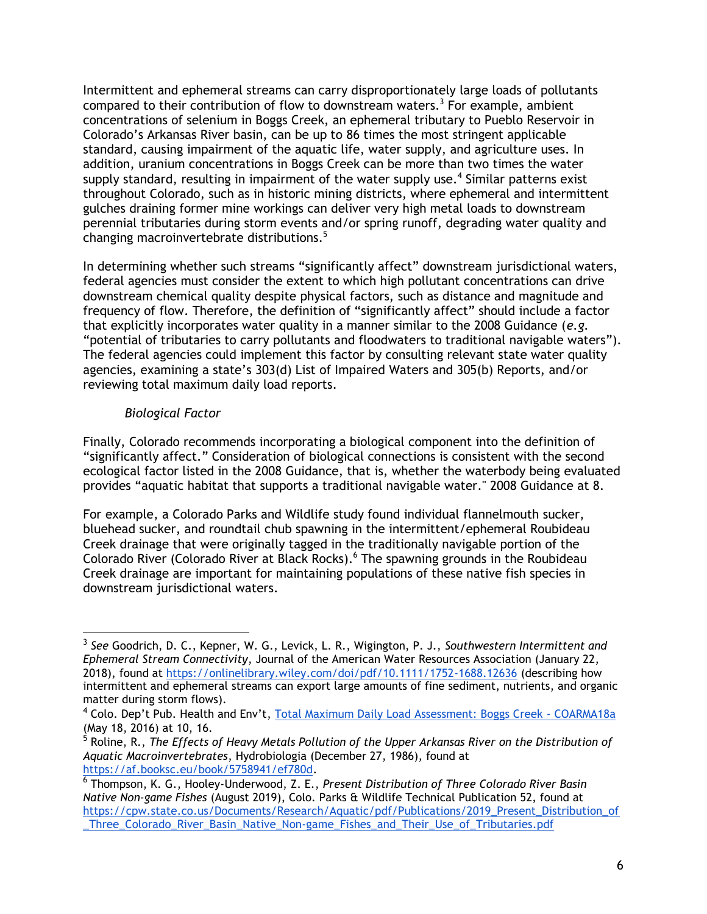Intermittent and ephemeral streams can carry disproportionately large loads of pollutants compared to their contribution of flow to downstream waters.[3] For example, ambient concentrations of selenium in Boggs Creek, an ephemeral tributary to Pueblo Reservoir in Colorado's Arkansas River basin, can be up to 86 times the most stringent applicable standard, causing impairment of the aquatic life, water supply, and agriculture uses. In addition, uranium concentrations in Boggs Creek can be more than two times the water supply standard, resulting in impairment of the water supply use.[4] Similar patterns exist throughout Colorado, such as in historic mining districts, where ephemeral and intermittent gulches draining former mine workings can deliver very high metal loads to downstream perennial tributaries during storm events and/or spring runoff, degrading water quality and changing macroinvertebrate distributions.[5]

In determining whether such streams "significantly affect" downstream jurisdictional waters, federal agencies must consider the extent to which high pollutant concentrations can drive downstream chemical quality despite physical factors, such as distance and magnitude and frequency of flow. Therefore, the definition of "significantly affect" should include a factor that explicitly incorporates water quality in a manner similar to the 2008 Guidance (*e.g.* "potential of tributaries to carry pollutants and floodwaters to traditional navigable waters"). The federal agencies could implement this factor by consulting relevant state water quality agencies, examining a state's 303(d) List of Impaired Waters and 305(b) Reports, and/or reviewing total maximum daily load reports.

*Biological Factor*

Finally, Colorado recommends incorporating a biological component into the definition of "significantly affect." Consideration of biological connections is consistent with the second ecological factor listed in the 2008 Guidance, that is, whether the waterbody being evaluated provides "aquatic habitat that supports a traditional navigable water." 2008 Guidance at 8.

For example, a Colorado Parks and Wildlife study found individual flannelmouth sucker, bluehead sucker, and roundtail chub spawning in the intermittent/ephemeral Roubideau Creek drainage that were originally tagged in the traditionally navigable portion of the Colorado River (Colorado River at Black Rocks).[6] The spawning grounds in the Roubideau Creek drainage are important for maintaining populations of these native fish species in downstream jurisdictional waters.

---

[3] *See* Goodrich, D. C., Kepner, W. G., Levick, L. R., Wigington, P. J., *Southwestern Intermittent and Ephemeral Stream Connectivity*, Journal of the American Water Resources Association (January 22, 2018), found at https://onlinelibrary.wiley.com/doi/pdf/10.1111/1752-1688.12636 (describing how intermittent and ephemeral streams can export large amounts of fine sediment, nutrients, and organic matter during storm flows).

[4] Colo. Dep't Pub. Health and Env't, Total Maximum Daily Load Assessment: Boggs Creek - COARMA18a (May 18, 2016) at 10, 16.

[5] Roline, R., *The Effects of Heavy Metals Pollution of the Upper Arkansas River on the Distribution of Aquatic Macroinvertebrates*, Hydrobiologia (December 27, 1986), found at https://af.booksc.eu/book/5758941/ef780d.

[6] Thompson, K. G., Hooley-Underwood, Z. E., *Present Distribution of Three Colorado River Basin Native Non-game Fishes* (August 2019), Colo. Parks & Wildlife Technical Publication 52, found at https://cpw.state.co.us/Documents/Research/Aquatic/pdf/Publications/2019_Present_Distribution_of_Three_Colorado_River_Basin_Native_Non-game_Fishes_and_Their_Use_of_Tributaries.pdf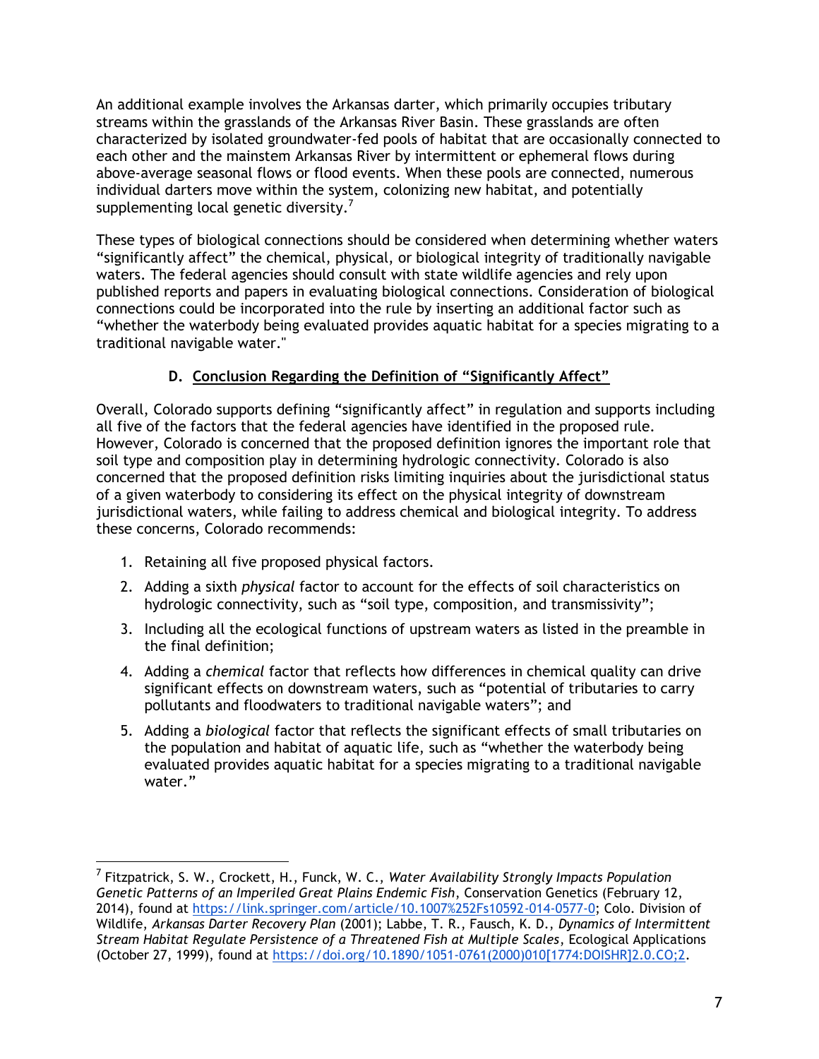An additional example involves the Arkansas darter, which primarily occupies tributary streams within the grasslands of the Arkansas River Basin. These grasslands are often characterized by isolated groundwater-fed pools of habitat that are occasionally connected to each other and the mainstem Arkansas River by intermittent or ephemeral flows during above-average seasonal flows or flood events. When these pools are connected, numerous individual darters move within the system, colonizing new habitat, and potentially supplementing local genetic diversity.[7]

These types of biological connections should be considered when determining whether waters "significantly affect" the chemical, physical, or biological integrity of traditionally navigable waters. The federal agencies should consult with state wildlife agencies and rely upon published reports and papers in evaluating biological connections. Consideration of biological connections could be incorporated into the rule by inserting an additional factor such as "whether the waterbody being evaluated provides aquatic habitat for a species migrating to a traditional navigable water."

### D. Conclusion Regarding the Definition of "Significantly Affect"

Overall, Colorado supports defining "significantly affect" in regulation and supports including all five of the factors that the federal agencies have identified in the proposed rule. However, Colorado is concerned that the proposed definition ignores the important role that soil type and composition play in determining hydrologic connectivity. Colorado is also concerned that the proposed definition risks limiting inquiries about the jurisdictional status of a given waterbody to considering its effect on the physical integrity of downstream jurisdictional waters, while failing to address chemical and biological integrity. To address these concerns, Colorado recommends:

1. Retaining all five proposed physical factors.
2. Adding a sixth *physical* factor to account for the effects of soil characteristics on hydrologic connectivity, such as "soil type, composition, and transmissivity";
3. Including all the ecological functions of upstream waters as listed in the preamble in the final definition;
4. Adding a *chemical* factor that reflects how differences in chemical quality can drive significant effects on downstream waters, such as "potential of tributaries to carry pollutants and floodwaters to traditional navigable waters"; and
5. Adding a *biological* factor that reflects the significant effects of small tributaries on the population and habitat of aquatic life, such as "whether the waterbody being evaluated provides aquatic habitat for a species migrating to a traditional navigable water."

---

[7] Fitzpatrick, S. W., Crockett, H., Funck, W. C., *Water Availability Strongly Impacts Population Genetic Patterns of an Imperiled Great Plains Endemic Fish*, Conservation Genetics (February 12, 2014), found at https://link.springer.com/article/10.1007%252Fs10592-014-0577-0; Colo. Division of Wildlife, *Arkansas Darter Recovery Plan* (2001); Labbe, T. R., Fausch, K. D., *Dynamics of Intermittent Stream Habitat Regulate Persistence of a Threatened Fish at Multiple Scales*, Ecological Applications (October 27, 1999), found at https://doi.org/10.1890/1051-0761(2000)010[1774:DOISHR]2.0.CO;2.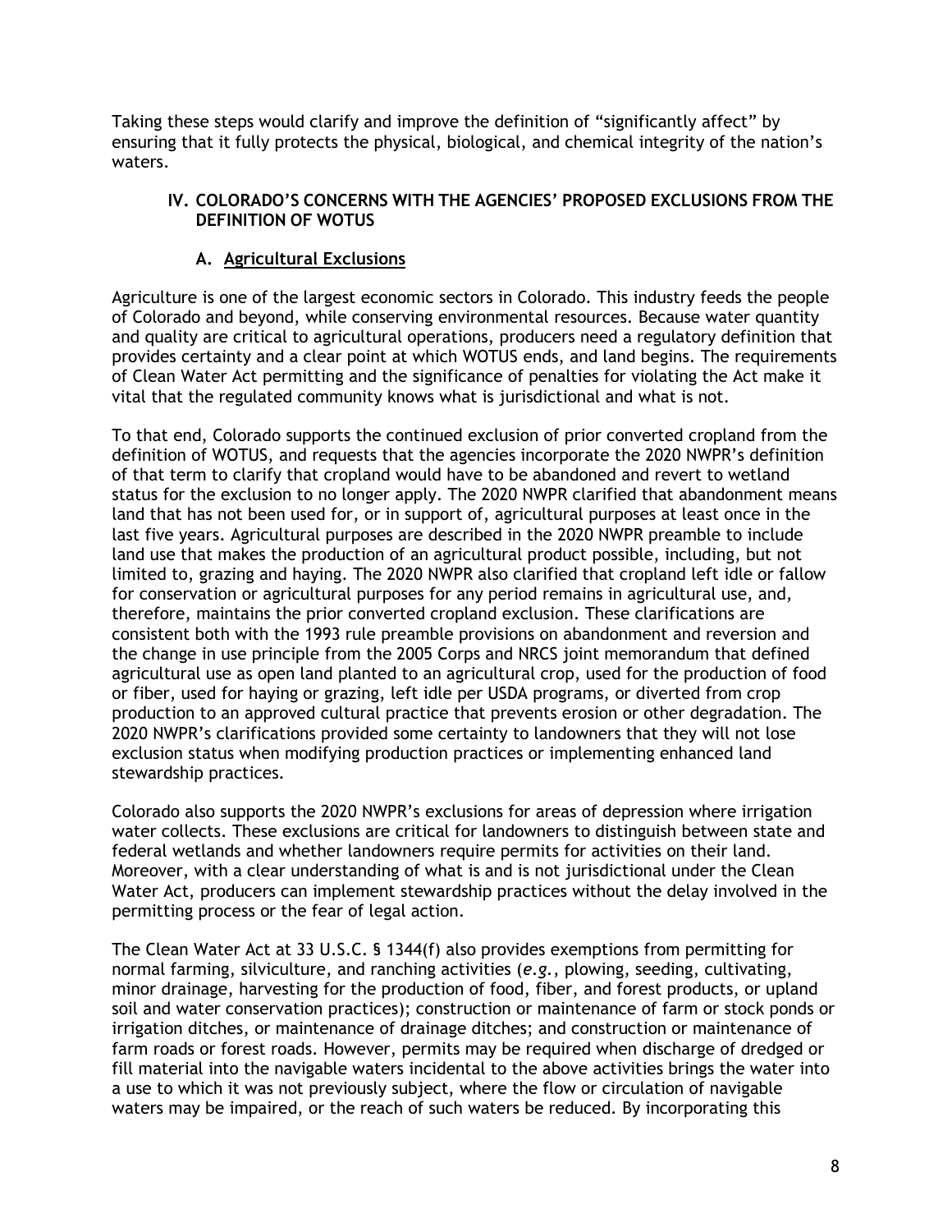Taking these steps would clarify and improve the definition of "significantly affect" by ensuring that it fully protects the physical, biological, and chemical integrity of the nation's waters.

## IV. COLORADO'S CONCERNS WITH THE AGENCIES' PROPOSED EXCLUSIONS FROM THE DEFINITION OF WOTUS

### A. Agricultural Exclusions

Agriculture is one of the largest economic sectors in Colorado. This industry feeds the people of Colorado and beyond, while conserving environmental resources. Because water quantity and quality are critical to agricultural operations, producers need a regulatory definition that provides certainty and a clear point at which WOTUS ends, and land begins. The requirements of Clean Water Act permitting and the significance of penalties for violating the Act make it vital that the regulated community knows what is jurisdictional and what is not.

To that end, Colorado supports the continued exclusion of prior converted cropland from the definition of WOTUS, and requests that the agencies incorporate the 2020 NWPR's definition of that term to clarify that cropland would have to be abandoned and revert to wetland status for the exclusion to no longer apply. The 2020 NWPR clarified that abandonment means land that has not been used for, or in support of, agricultural purposes at least once in the last five years. Agricultural purposes are described in the 2020 NWPR preamble to include land use that makes the production of an agricultural product possible, including, but not limited to, grazing and haying. The 2020 NWPR also clarified that cropland left idle or fallow for conservation or agricultural purposes for any period remains in agricultural use, and, therefore, maintains the prior converted cropland exclusion. These clarifications are consistent both with the 1993 rule preamble provisions on abandonment and reversion and the change in use principle from the 2005 Corps and NRCS joint memorandum that defined agricultural use as open land planted to an agricultural crop, used for the production of food or fiber, used for haying or grazing, left idle per USDA programs, or diverted from crop production to an approved cultural practice that prevents erosion or other degradation. The 2020 NWPR's clarifications provided some certainty to landowners that they will not lose exclusion status when modifying production practices or implementing enhanced land stewardship practices.

Colorado also supports the 2020 NWPR's exclusions for areas of depression where irrigation water collects. These exclusions are critical for landowners to distinguish between state and federal wetlands and whether landowners require permits for activities on their land. Moreover, with a clear understanding of what is and is not jurisdictional under the Clean Water Act, producers can implement stewardship practices without the delay involved in the permitting process or the fear of legal action.

The Clean Water Act at 33 U.S.C. § 1344(f) also provides exemptions from permitting for normal farming, silviculture, and ranching activities (*e.g.*, plowing, seeding, cultivating, minor drainage, harvesting for the production of food, fiber, and forest products, or upland soil and water conservation practices); construction or maintenance of farm or stock ponds or irrigation ditches, or maintenance of drainage ditches; and construction or maintenance of farm roads or forest roads. However, permits may be required when discharge of dredged or fill material into the navigable waters incidental to the above activities brings the water into a use to which it was not previously subject, where the flow or circulation of navigable waters may be impaired, or the reach of such waters be reduced. By incorporating this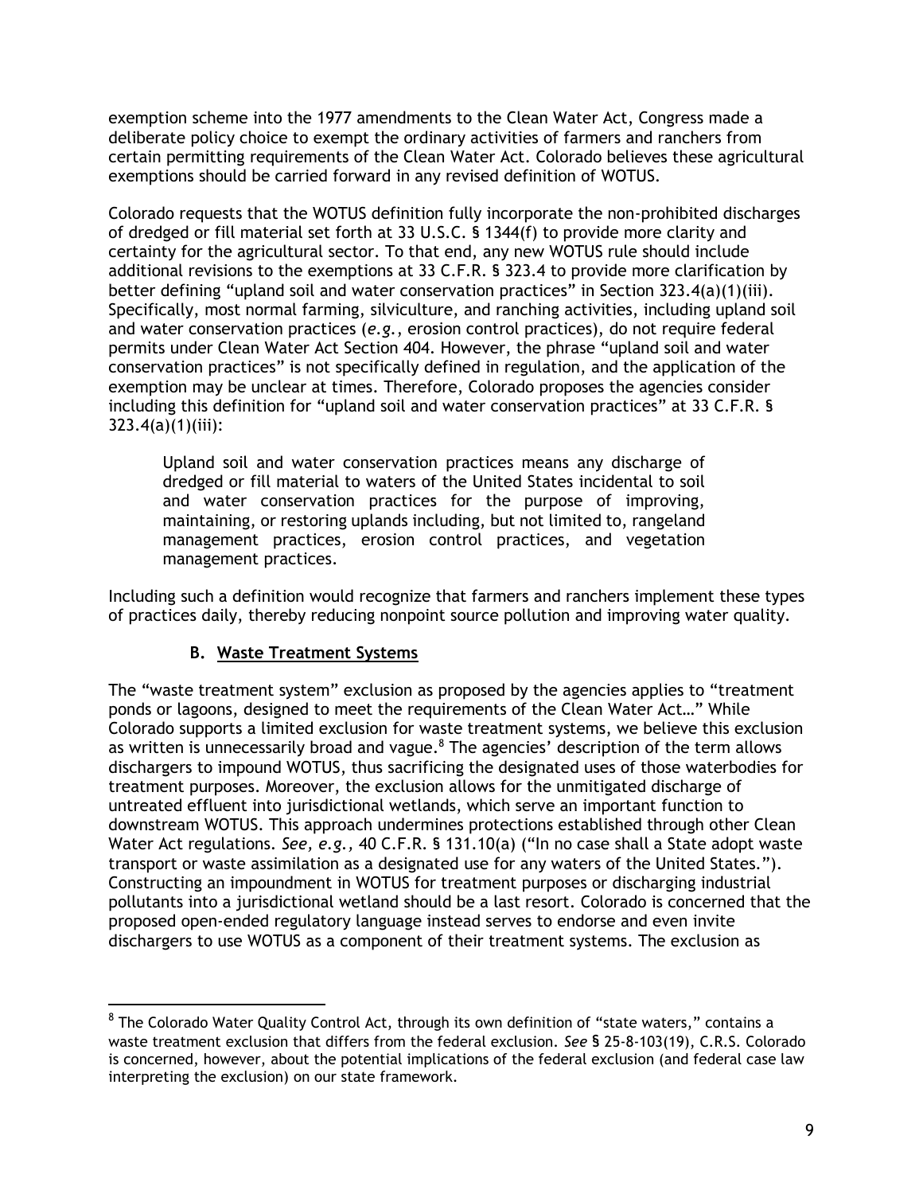exemption scheme into the 1977 amendments to the Clean Water Act, Congress made a deliberate policy choice to exempt the ordinary activities of farmers and ranchers from certain permitting requirements of the Clean Water Act. Colorado believes these agricultural exemptions should be carried forward in any revised definition of WOTUS.

Colorado requests that the WOTUS definition fully incorporate the non-prohibited discharges of dredged or fill material set forth at 33 U.S.C. § 1344(f) to provide more clarity and certainty for the agricultural sector. To that end, any new WOTUS rule should include additional revisions to the exemptions at 33 C.F.R. § 323.4 to provide more clarification by better defining "upland soil and water conservation practices" in Section 323.4(a)(1)(iii). Specifically, most normal farming, silviculture, and ranching activities, including upland soil and water conservation practices (*e.g.*, erosion control practices), do not require federal permits under Clean Water Act Section 404. However, the phrase "upland soil and water conservation practices" is not specifically defined in regulation, and the application of the exemption may be unclear at times. Therefore, Colorado proposes the agencies consider including this definition for "upland soil and water conservation practices" at 33 C.F.R. § 323.4(a)(1)(iii):

> Upland soil and water conservation practices means any discharge of dredged or fill material to waters of the United States incidental to soil and water conservation practices for the purpose of improving, maintaining, or restoring uplands including, but not limited to, rangeland management practices, erosion control practices, and vegetation management practices.

Including such a definition would recognize that farmers and ranchers implement these types of practices daily, thereby reducing nonpoint source pollution and improving water quality.

### B. Waste Treatment Systems

The "waste treatment system" exclusion as proposed by the agencies applies to "treatment ponds or lagoons, designed to meet the requirements of the Clean Water Act…" While Colorado supports a limited exclusion for waste treatment systems, we believe this exclusion as written is unnecessarily broad and vague.[8] The agencies' description of the term allows dischargers to impound WOTUS, thus sacrificing the designated uses of those waterbodies for treatment purposes. Moreover, the exclusion allows for the unmitigated discharge of untreated effluent into jurisdictional wetlands, which serve an important function to downstream WOTUS. This approach undermines protections established through other Clean Water Act regulations. *See, e.g.,* 40 C.F.R. § 131.10(a) ("In no case shall a State adopt waste transport or waste assimilation as a designated use for any waters of the United States."). Constructing an impoundment in WOTUS for treatment purposes or discharging industrial pollutants into a jurisdictional wetland should be a last resort. Colorado is concerned that the proposed open-ended regulatory language instead serves to endorse and even invite dischargers to use WOTUS as a component of their treatment systems. The exclusion as

---

[8] The Colorado Water Quality Control Act, through its own definition of "state waters," contains a waste treatment exclusion that differs from the federal exclusion. *See* § 25-8-103(19), C.R.S. Colorado is concerned, however, about the potential implications of the federal exclusion (and federal case law interpreting the exclusion) on our state framework.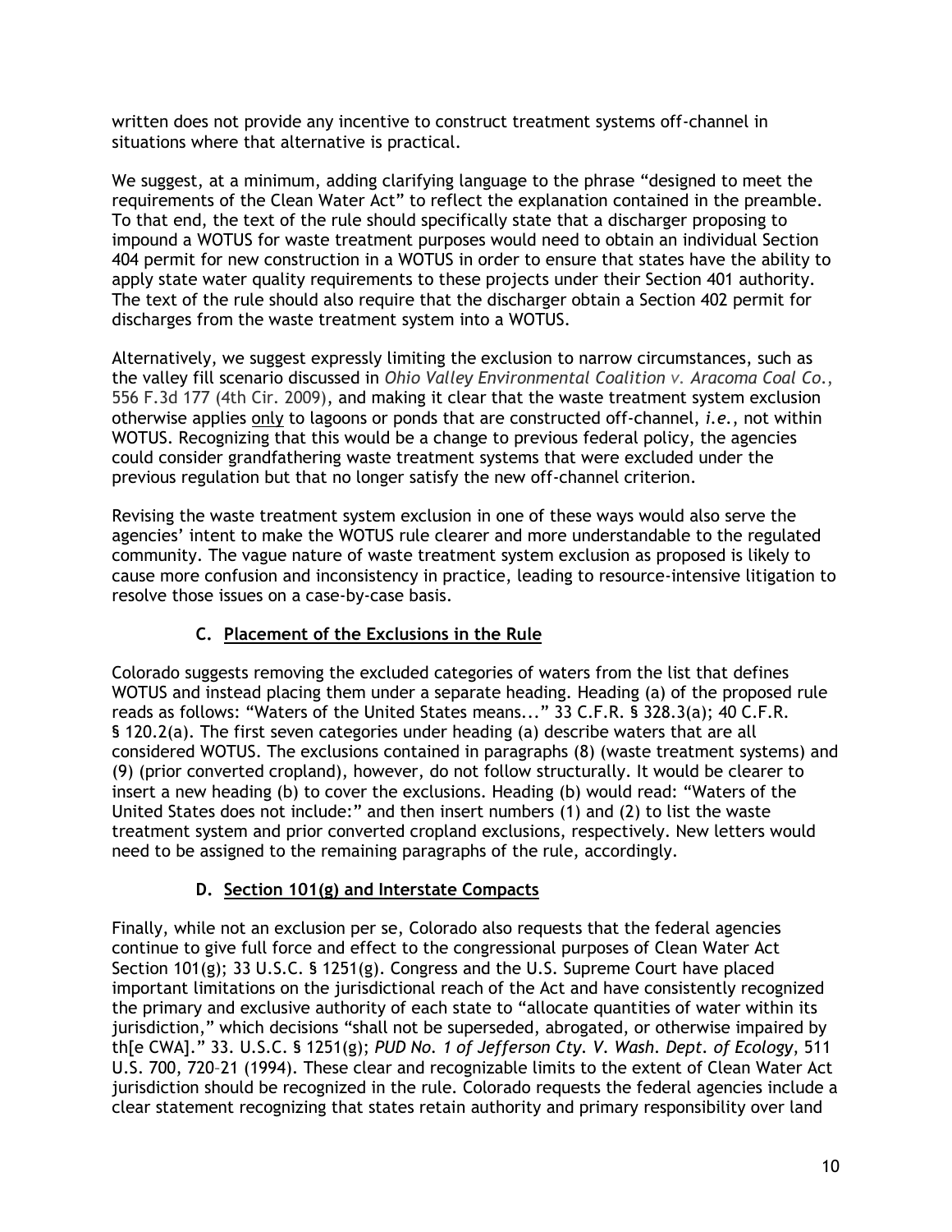written does not provide any incentive to construct treatment systems off-channel in situations where that alternative is practical.

We suggest, at a minimum, adding clarifying language to the phrase "designed to meet the requirements of the Clean Water Act" to reflect the explanation contained in the preamble. To that end, the text of the rule should specifically state that a discharger proposing to impound a WOTUS for waste treatment purposes would need to obtain an individual Section 404 permit for new construction in a WOTUS in order to ensure that states have the ability to apply state water quality requirements to these projects under their Section 401 authority. The text of the rule should also require that the discharger obtain a Section 402 permit for discharges from the waste treatment system into a WOTUS.

Alternatively, we suggest expressly limiting the exclusion to narrow circumstances, such as the valley fill scenario discussed in *Ohio Valley Environmental Coalition v. Aracoma Coal Co.*, 556 F.3d 177 (4th Cir. 2009), and making it clear that the waste treatment system exclusion otherwise applies <u>only</u> to lagoons or ponds that are constructed off-channel, *i.e.*, not within WOTUS. Recognizing that this would be a change to previous federal policy, the agencies could consider grandfathering waste treatment systems that were excluded under the previous regulation but that no longer satisfy the new off-channel criterion.

Revising the waste treatment system exclusion in one of these ways would also serve the agencies' intent to make the WOTUS rule clearer and more understandable to the regulated community. The vague nature of waste treatment system exclusion as proposed is likely to cause more confusion and inconsistency in practice, leading to resource-intensive litigation to resolve those issues on a case-by-case basis.

### C. <u>Placement of the Exclusions in the Rule</u>

Colorado suggests removing the excluded categories of waters from the list that defines WOTUS and instead placing them under a separate heading. Heading (a) of the proposed rule reads as follows: "Waters of the United States means..." 33 C.F.R. § 328.3(a); 40 C.F.R. § 120.2(a). The first seven categories under heading (a) describe waters that are all considered WOTUS. The exclusions contained in paragraphs (8) (waste treatment systems) and (9) (prior converted cropland), however, do not follow structurally. It would be clearer to insert a new heading (b) to cover the exclusions. Heading (b) would read: "Waters of the United States does not include:" and then insert numbers (1) and (2) to list the waste treatment system and prior converted cropland exclusions, respectively. New letters would need to be assigned to the remaining paragraphs of the rule, accordingly.

### D. <u>Section 101(g) and Interstate Compacts</u>

Finally, while not an exclusion per se, Colorado also requests that the federal agencies continue to give full force and effect to the congressional purposes of Clean Water Act Section 101(g); 33 U.S.C. § 1251(g). Congress and the U.S. Supreme Court have placed important limitations on the jurisdictional reach of the Act and have consistently recognized the primary and exclusive authority of each state to "allocate quantities of water within its jurisdiction," which decisions "shall not be superseded, abrogated, or otherwise impaired by th[e CWA]." 33. U.S.C. § 1251(g); *PUD No. 1 of Jefferson Cty. V. Wash. Dept. of Ecology*, 511 U.S. 700, 720–21 (1994). These clear and recognizable limits to the extent of Clean Water Act jurisdiction should be recognized in the rule. Colorado requests the federal agencies include a clear statement recognizing that states retain authority and primary responsibility over land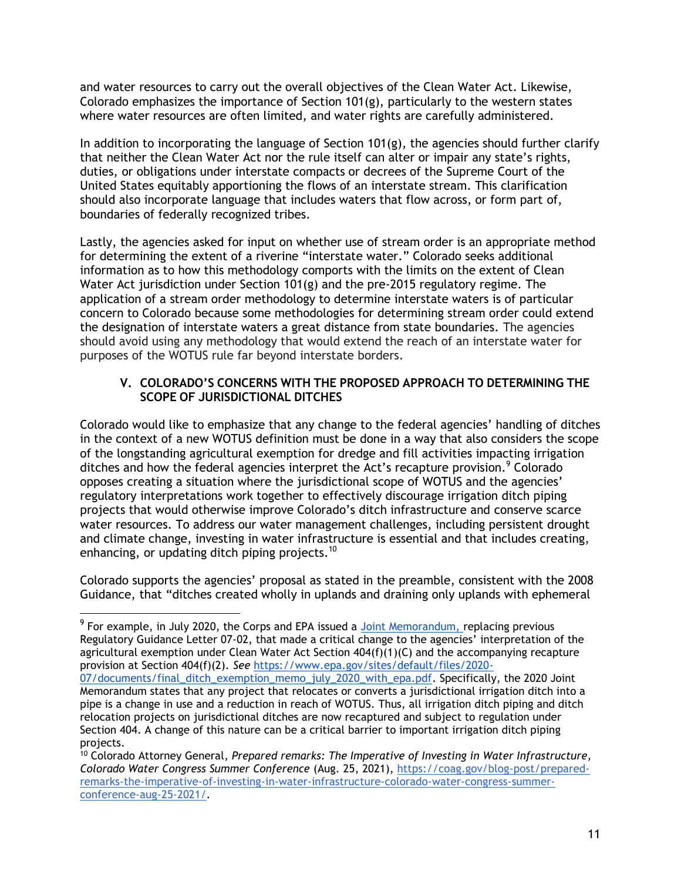and water resources to carry out the overall objectives of the Clean Water Act. Likewise, Colorado emphasizes the importance of Section 101(g), particularly to the western states where water resources are often limited, and water rights are carefully administered.

In addition to incorporating the language of Section 101(g), the agencies should further clarify that neither the Clean Water Act nor the rule itself can alter or impair any state's rights, duties, or obligations under interstate compacts or decrees of the Supreme Court of the United States equitably apportioning the flows of an interstate stream. This clarification should also incorporate language that includes waters that flow across, or form part of, boundaries of federally recognized tribes.

Lastly, the agencies asked for input on whether use of stream order is an appropriate method for determining the extent of a riverine "interstate water." Colorado seeks additional information as to how this methodology comports with the limits on the extent of Clean Water Act jurisdiction under Section 101(g) and the pre-2015 regulatory regime. The application of a stream order methodology to determine interstate waters is of particular concern to Colorado because some methodologies for determining stream order could extend the designation of interstate waters a great distance from state boundaries. The agencies should avoid using any methodology that would extend the reach of an interstate water for purposes of the WOTUS rule far beyond interstate borders.

## V. COLORADO'S CONCERNS WITH THE PROPOSED APPROACH TO DETERMINING THE SCOPE OF JURISDICTIONAL DITCHES

Colorado would like to emphasize that any change to the federal agencies' handling of ditches in the context of a new WOTUS definition must be done in a way that also considers the scope of the longstanding agricultural exemption for dredge and fill activities impacting irrigation ditches and how the federal agencies interpret the Act's recapture provision.[9] Colorado opposes creating a situation where the jurisdictional scope of WOTUS and the agencies' regulatory interpretations work together to effectively discourage irrigation ditch piping projects that would otherwise improve Colorado's ditch infrastructure and conserve scarce water resources. To address our water management challenges, including persistent drought and climate change, investing in water infrastructure is essential and that includes creating, enhancing, or updating ditch piping projects.[10]

Colorado supports the agencies' proposal as stated in the preamble, consistent with the 2008 Guidance, that "ditches created wholly in uplands and draining only uplands with ephemeral

---

[9] For example, in July 2020, the Corps and EPA issued a [Joint Memorandum,](https://www.epa.gov/sites/default/files/2020-07/documents/final_ditch_exemption_memo_july_2020_with_epa.pdf) replacing previous Regulatory Guidance Letter 07-02, that made a critical change to the agencies' interpretation of the agricultural exemption under Clean Water Act Section 404(f)(1)(C) and the accompanying recapture provision at Section 404(f)(2). *See* https://www.epa.gov/sites/default/files/2020-07/documents/final_ditch_exemption_memo_july_2020_with_epa.pdf. Specifically, the 2020 Joint Memorandum states that any project that relocates or converts a jurisdictional irrigation ditch into a pipe is a change in use and a reduction in reach of WOTUS. Thus, all irrigation ditch piping and ditch relocation projects on jurisdictional ditches are now recaptured and subject to regulation under Section 404. A change of this nature can be a critical barrier to important irrigation ditch piping projects.

[10] Colorado Attorney General, *Prepared remarks: The Imperative of Investing in Water Infrastructure, Colorado Water Congress Summer Conference* (Aug. 25, 2021), https://coag.gov/blog-post/prepared-remarks-the-imperative-of-investing-in-water-infrastructure-colorado-water-congress-summer-conference-aug-25-2021/.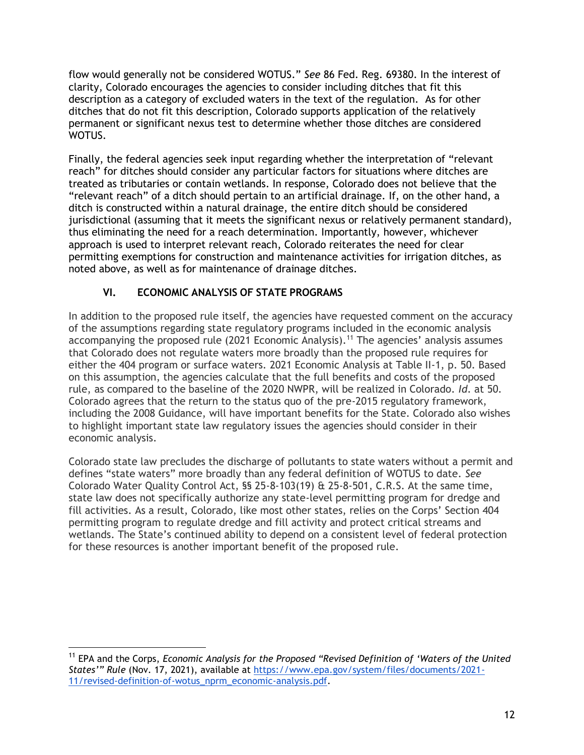flow would generally not be considered WOTUS." *See* 86 Fed. Reg. 69380. In the interest of clarity, Colorado encourages the agencies to consider including ditches that fit this description as a category of excluded waters in the text of the regulation. As for other ditches that do not fit this description, Colorado supports application of the relatively permanent or significant nexus test to determine whether those ditches are considered WOTUS.

Finally, the federal agencies seek input regarding whether the interpretation of "relevant reach" for ditches should consider any particular factors for situations where ditches are treated as tributaries or contain wetlands. In response, Colorado does not believe that the "relevant reach" of a ditch should pertain to an artificial drainage. If, on the other hand, a ditch is constructed within a natural drainage, the entire ditch should be considered jurisdictional (assuming that it meets the significant nexus or relatively permanent standard), thus eliminating the need for a reach determination. Importantly, however, whichever approach is used to interpret relevant reach, Colorado reiterates the need for clear permitting exemptions for construction and maintenance activities for irrigation ditches, as noted above, as well as for maintenance of drainage ditches.

## VI. ECONOMIC ANALYSIS OF STATE PROGRAMS

In addition to the proposed rule itself, the agencies have requested comment on the accuracy of the assumptions regarding state regulatory programs included in the economic analysis accompanying the proposed rule (2021 Economic Analysis).[11] The agencies' analysis assumes that Colorado does not regulate waters more broadly than the proposed rule requires for either the 404 program or surface waters. 2021 Economic Analysis at Table II-1, p. 50. Based on this assumption, the agencies calculate that the full benefits and costs of the proposed rule, as compared to the baseline of the 2020 NWPR, will be realized in Colorado. *Id.* at 50. Colorado agrees that the return to the status quo of the pre-2015 regulatory framework, including the 2008 Guidance, will have important benefits for the State. Colorado also wishes to highlight important state law regulatory issues the agencies should consider in their economic analysis.

Colorado state law precludes the discharge of pollutants to state waters without a permit and defines "state waters" more broadly than any federal definition of WOTUS to date. *See* Colorado Water Quality Control Act, §§ 25-8-103(19) & 25-8-501, C.R.S. At the same time, state law does not specifically authorize any state-level permitting program for dredge and fill activities. As a result, Colorado, like most other states, relies on the Corps' Section 404 permitting program to regulate dredge and fill activity and protect critical streams and wetlands. The State's continued ability to depend on a consistent level of federal protection for these resources is another important benefit of the proposed rule.

---

[11] EPA and the Corps, *Economic Analysis for the Proposed "Revised Definition of 'Waters of the United States'" Rule* (Nov. 17, 2021), available at https://www.epa.gov/system/files/documents/2021-11/revised-definition-of-wotus_nprm_economic-analysis.pdf.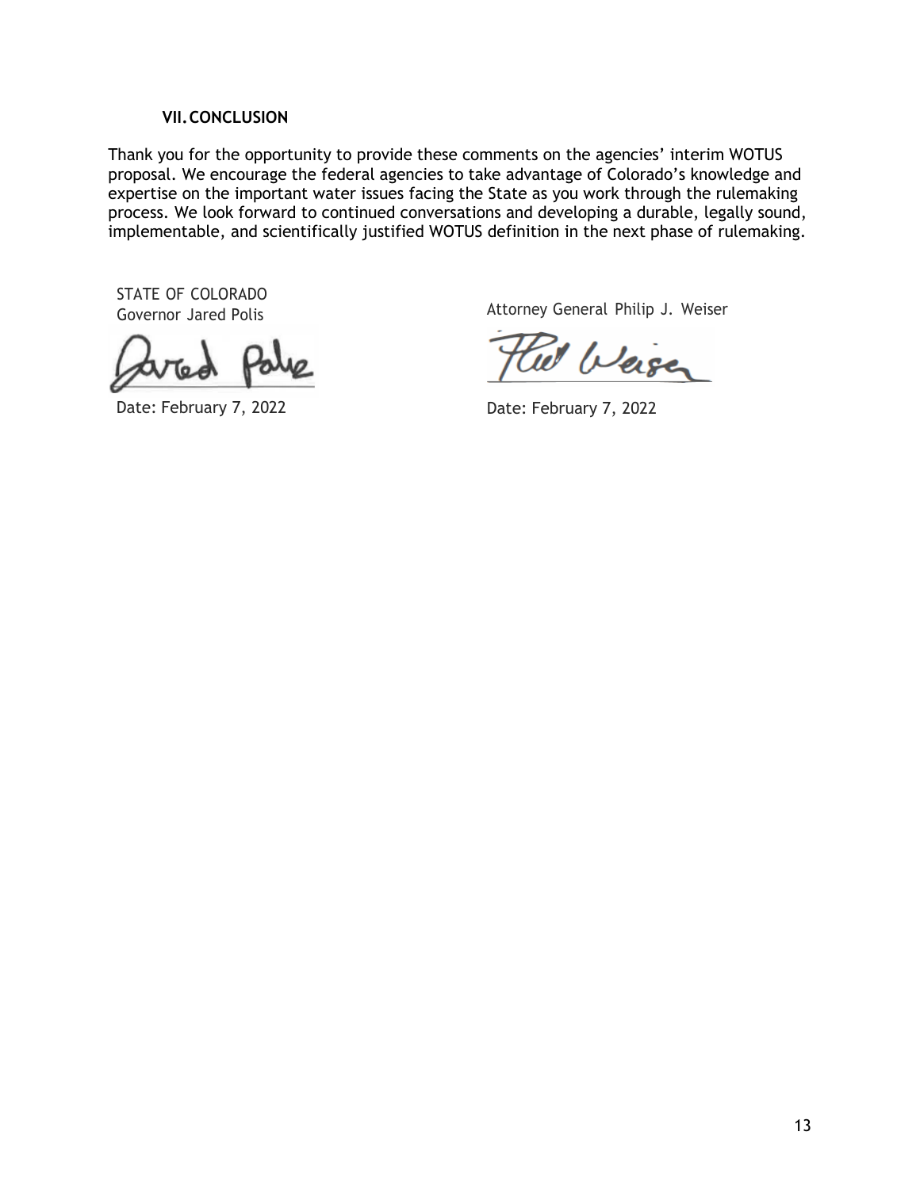## VII. CONCLUSION

Thank you for the opportunity to provide these comments on the agencies' interim WOTUS proposal. We encourage the federal agencies to take advantage of Colorado's knowledge and expertise on the important water issues facing the State as you work through the rulemaking process. We look forward to continued conversations and developing a durable, legally sound, implementable, and scientifically justified WOTUS definition in the next phase of rulemaking.

STATE OF COLORADO
Governor Jared Polis

Date: February 7, 2022

Attorney General Philip J. Weiser

Date: February 7, 2022